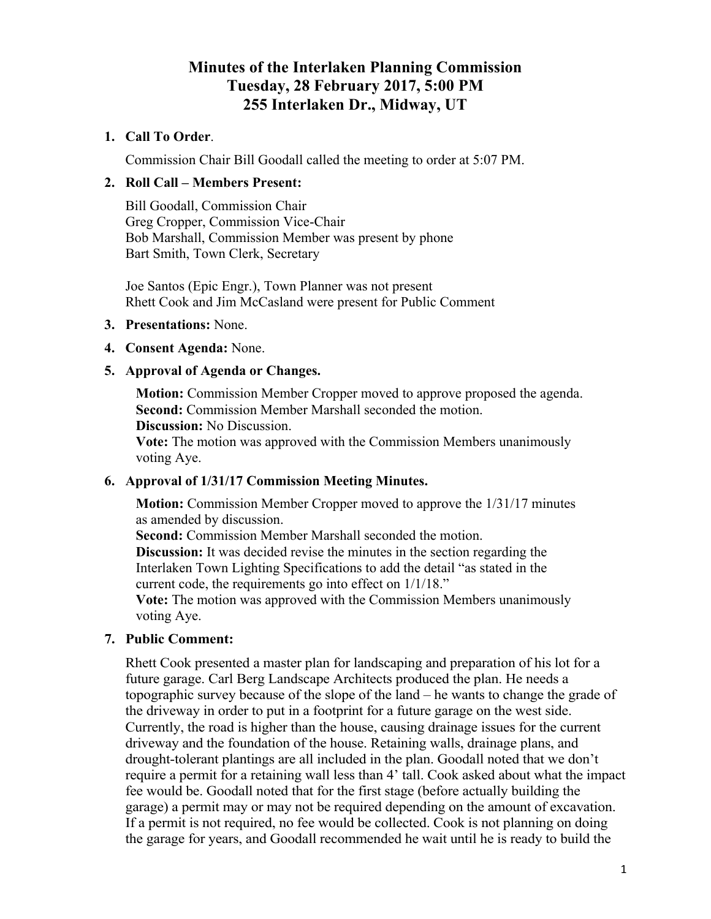# Minutes of the Interlaken Planning Commission
## Tuesday, 28 February 2017, 5:00 PM
## 255 Interlaken Dr., Midway, UT

1. **Call To Order**.

   Commission Chair Bill Goodall called the meeting to order at 5:07 PM.

2. **Roll Call – Members Present:**

   Bill Goodall, Commission Chair
   Greg Cropper, Commission Vice-Chair
   Bob Marshall, Commission Member was present by phone
   Bart Smith, Town Clerk, Secretary

   Joe Santos (Epic Engr.), Town Planner was not present
   Rhett Cook and Jim McCasland were present for Public Comment

3. **Presentations:** None.

4. **Consent Agenda:** None.

5. **Approval of Agenda or Changes.**

   **Motion:** Commission Member Cropper moved to approve proposed the agenda.
   **Second:** Commission Member Marshall seconded the motion.
   **Discussion:** No Discussion.
   **Vote:** The motion was approved with the Commission Members unanimously voting Aye.

6. **Approval of 1/31/17 Commission Meeting Minutes.**

   **Motion:** Commission Member Cropper moved to approve the 1/31/17 minutes as amended by discussion.
   **Second:** Commission Member Marshall seconded the motion.
   **Discussion:** It was decided revise the minutes in the section regarding the Interlaken Town Lighting Specifications to add the detail "as stated in the current code, the requirements go into effect on 1/1/18."
   **Vote:** The motion was approved with the Commission Members unanimously voting Aye.

7. **Public Comment:**

   Rhett Cook presented a master plan for landscaping and preparation of his lot for a future garage. Carl Berg Landscape Architects produced the plan. He needs a topographic survey because of the slope of the land – he wants to change the grade of the driveway in order to put in a footprint for a future garage on the west side. Currently, the road is higher than the house, causing drainage issues for the current driveway and the foundation of the house. Retaining walls, drainage plans, and drought-tolerant plantings are all included in the plan. Goodall noted that we don't require a permit for a retaining wall less than 4' tall. Cook asked about what the impact fee would be. Goodall noted that for the first stage (before actually building the garage) a permit may or may not be required depending on the amount of excavation. If a permit is not required, no fee would be collected. Cook is not planning on doing the garage for years, and Goodall recommended he wait until he is ready to build the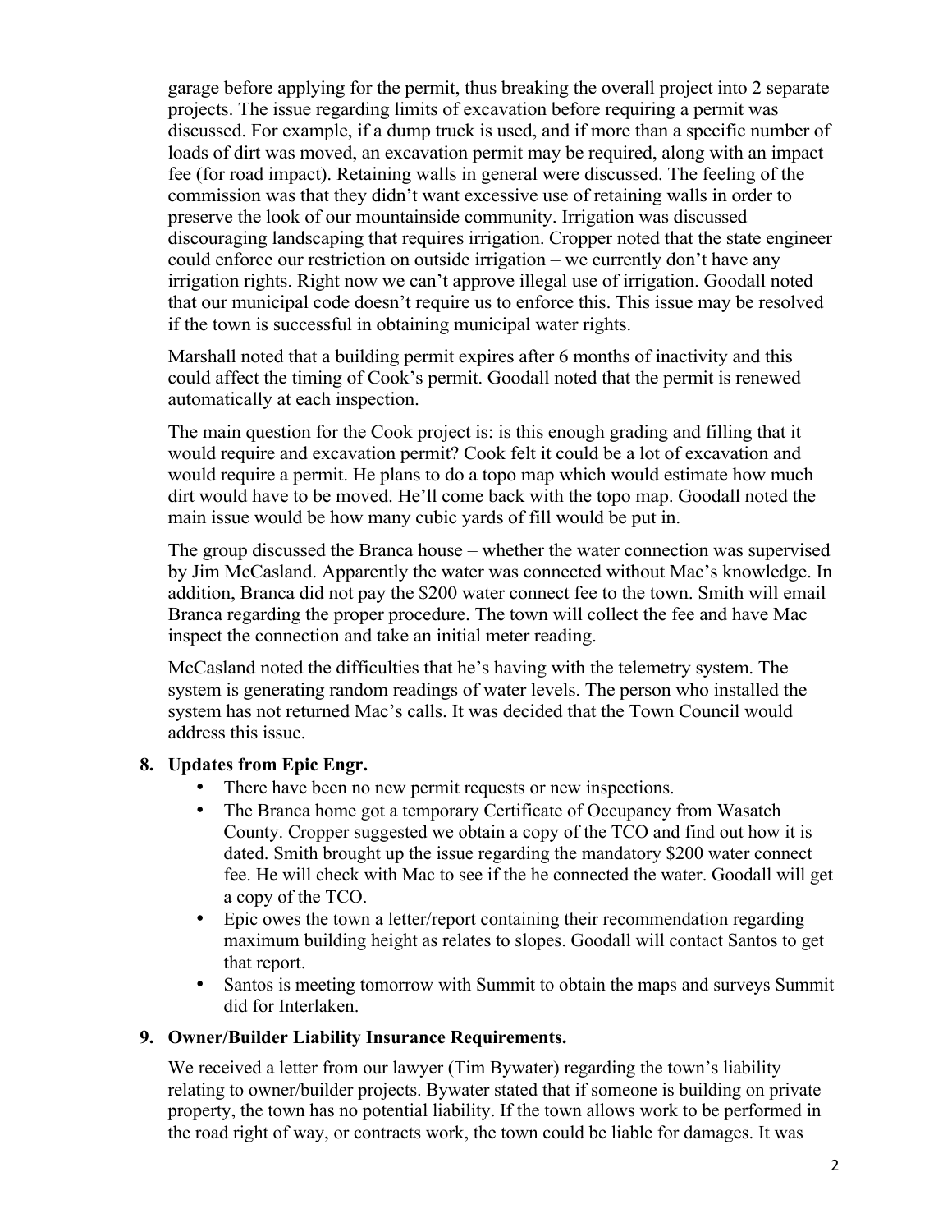garage before applying for the permit, thus breaking the overall project into 2 separate projects. The issue regarding limits of excavation before requiring a permit was discussed. For example, if a dump truck is used, and if more than a specific number of loads of dirt was moved, an excavation permit may be required, along with an impact fee (for road impact). Retaining walls in general were discussed. The feeling of the commission was that they didn't want excessive use of retaining walls in order to preserve the look of our mountainside community. Irrigation was discussed – discouraging landscaping that requires irrigation. Cropper noted that the state engineer could enforce our restriction on outside irrigation – we currently don't have any irrigation rights. Right now we can't approve illegal use of irrigation. Goodall noted that our municipal code doesn't require us to enforce this. This issue may be resolved if the town is successful in obtaining municipal water rights.

Marshall noted that a building permit expires after 6 months of inactivity and this could affect the timing of Cook's permit. Goodall noted that the permit is renewed automatically at each inspection.

The main question for the Cook project is: is this enough grading and filling that it would require and excavation permit? Cook felt it could be a lot of excavation and would require a permit. He plans to do a topo map which would estimate how much dirt would have to be moved. He'll come back with the topo map. Goodall noted the main issue would be how many cubic yards of fill would be put in.

The group discussed the Branca house – whether the water connection was supervised by Jim McCasland. Apparently the water was connected without Mac's knowledge. In addition, Branca did not pay the $200 water connect fee to the town. Smith will email Branca regarding the proper procedure. The town will collect the fee and have Mac inspect the connection and take an initial meter reading.

McCasland noted the difficulties that he's having with the telemetry system. The system is generating random readings of water levels. The person who installed the system has not returned Mac's calls. It was decided that the Town Council would address this issue.

**8. Updates from Epic Engr.**

- There have been no new permit requests or new inspections.
- The Branca home got a temporary Certificate of Occupancy from Wasatch County. Cropper suggested we obtain a copy of the TCO and find out how it is dated. Smith brought up the issue regarding the mandatory $200 water connect fee. He will check with Mac to see if the he connected the water. Goodall will get a copy of the TCO.
- Epic owes the town a letter/report containing their recommendation regarding maximum building height as relates to slopes. Goodall will contact Santos to get that report.
- Santos is meeting tomorrow with Summit to obtain the maps and surveys Summit did for Interlaken.

**9. Owner/Builder Liability Insurance Requirements.**

We received a letter from our lawyer (Tim Bywater) regarding the town's liability relating to owner/builder projects. Bywater stated that if someone is building on private property, the town has no potential liability. If the town allows work to be performed in the road right of way, or contracts work, the town could be liable for damages. It was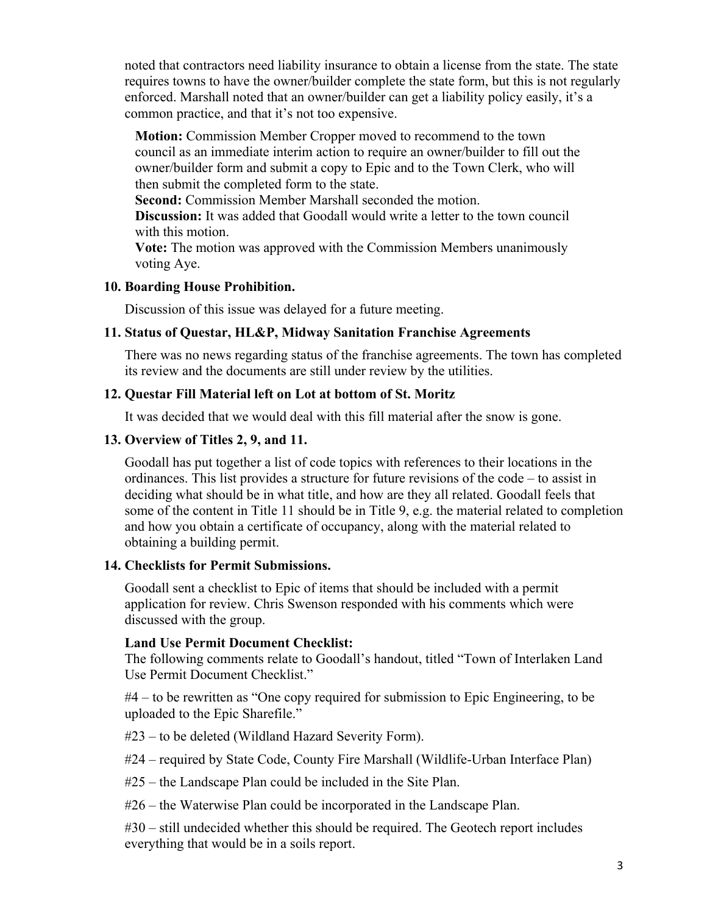noted that contractors need liability insurance to obtain a license from the state. The state requires towns to have the owner/builder complete the state form, but this is not regularly enforced. Marshall noted that an owner/builder can get a liability policy easily, it's a common practice, and that it's not too expensive.

> **Motion:** Commission Member Cropper moved to recommend to the town council as an immediate interim action to require an owner/builder to fill out the owner/builder form and submit a copy to Epic and to the Town Clerk, who will then submit the completed form to the state.
> **Second:** Commission Member Marshall seconded the motion.
> **Discussion:** It was added that Goodall would write a letter to the town council with this motion.
> **Vote:** The motion was approved with the Commission Members unanimously voting Aye.

### 10. Boarding House Prohibition.

Discussion of this issue was delayed for a future meeting.

### 11. Status of Questar, HL&P, Midway Sanitation Franchise Agreements

There was no news regarding status of the franchise agreements. The town has completed its review and the documents are still under review by the utilities.

### 12. Questar Fill Material left on Lot at bottom of St. Moritz

It was decided that we would deal with this fill material after the snow is gone.

### 13. Overview of Titles 2, 9, and 11.

Goodall has put together a list of code topics with references to their locations in the ordinances. This list provides a structure for future revisions of the code – to assist in deciding what should be in what title, and how are they all related. Goodall feels that some of the content in Title 11 should be in Title 9, e.g. the material related to completion and how you obtain a certificate of occupancy, along with the material related to obtaining a building permit.

### 14. Checklists for Permit Submissions.

Goodall sent a checklist to Epic of items that should be included with a permit application for review. Chris Swenson responded with his comments which were discussed with the group.

**Land Use Permit Document Checklist:**
The following comments relate to Goodall's handout, titled "Town of Interlaken Land Use Permit Document Checklist."

#4 – to be rewritten as "One copy required for submission to Epic Engineering, to be uploaded to the Epic Sharefile."

#23 – to be deleted (Wildland Hazard Severity Form).

#24 – required by State Code, County Fire Marshall (Wildlife-Urban Interface Plan)

#25 – the Landscape Plan could be included in the Site Plan.

#26 – the Waterwise Plan could be incorporated in the Landscape Plan.

#30 – still undecided whether this should be required. The Geotech report includes everything that would be in a soils report.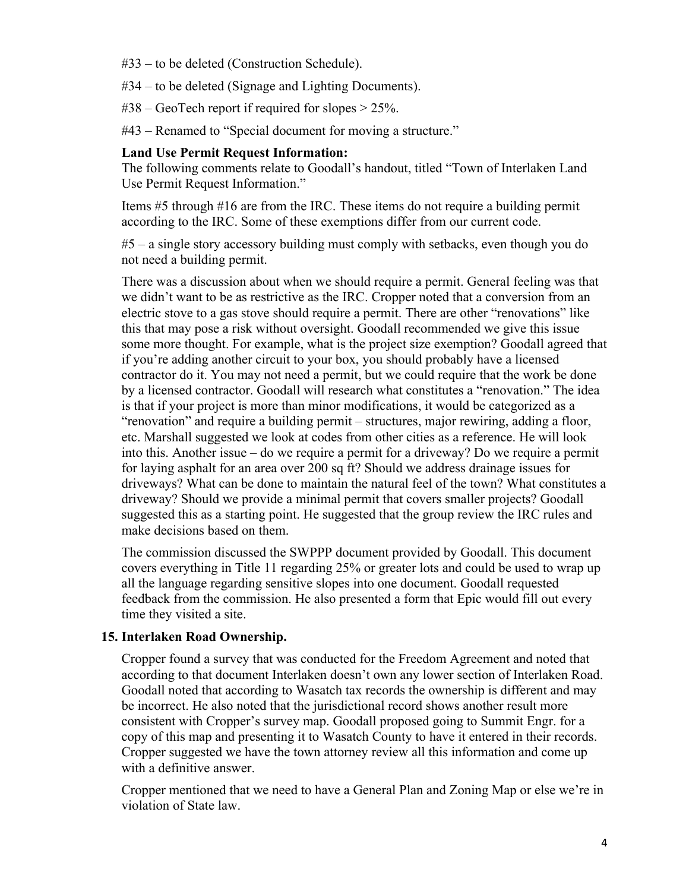#33 – to be deleted (Construction Schedule).

#34 – to be deleted (Signage and Lighting Documents).

#38 – GeoTech report if required for slopes > 25%.

#43 – Renamed to "Special document for moving a structure."

**Land Use Permit Request Information:**
The following comments relate to Goodall's handout, titled "Town of Interlaken Land Use Permit Request Information."

Items #5 through #16 are from the IRC. These items do not require a building permit according to the IRC. Some of these exemptions differ from our current code.

#5 – a single story accessory building must comply with setbacks, even though you do not need a building permit.

There was a discussion about when we should require a permit. General feeling was that we didn't want to be as restrictive as the IRC. Cropper noted that a conversion from an electric stove to a gas stove should require a permit. There are other "renovations" like this that may pose a risk without oversight. Goodall recommended we give this issue some more thought. For example, what is the project size exemption? Goodall agreed that if you're adding another circuit to your box, you should probably have a licensed contractor do it. You may not need a permit, but we could require that the work be done by a licensed contractor. Goodall will research what constitutes a "renovation." The idea is that if your project is more than minor modifications, it would be categorized as a "renovation" and require a building permit – structures, major rewiring, adding a floor, etc. Marshall suggested we look at codes from other cities as a reference. He will look into this. Another issue – do we require a permit for a driveway? Do we require a permit for laying asphalt for an area over 200 sq ft? Should we address drainage issues for driveways? What can be done to maintain the natural feel of the town? What constitutes a driveway? Should we provide a minimal permit that covers smaller projects? Goodall suggested this as a starting point. He suggested that the group review the IRC rules and make decisions based on them.

The commission discussed the SWPPP document provided by Goodall. This document covers everything in Title 11 regarding 25% or greater lots and could be used to wrap up all the language regarding sensitive slopes into one document. Goodall requested feedback from the commission. He also presented a form that Epic would fill out every time they visited a site.

## 15. Interlaken Road Ownership.

Cropper found a survey that was conducted for the Freedom Agreement and noted that according to that document Interlaken doesn't own any lower section of Interlaken Road. Goodall noted that according to Wasatch tax records the ownership is different and may be incorrect. He also noted that the jurisdictional record shows another result more consistent with Cropper's survey map. Goodall proposed going to Summit Engr. for a copy of this map and presenting it to Wasatch County to have it entered in their records. Cropper suggested we have the town attorney review all this information and come up with a definitive answer.

Cropper mentioned that we need to have a General Plan and Zoning Map or else we're in violation of State law.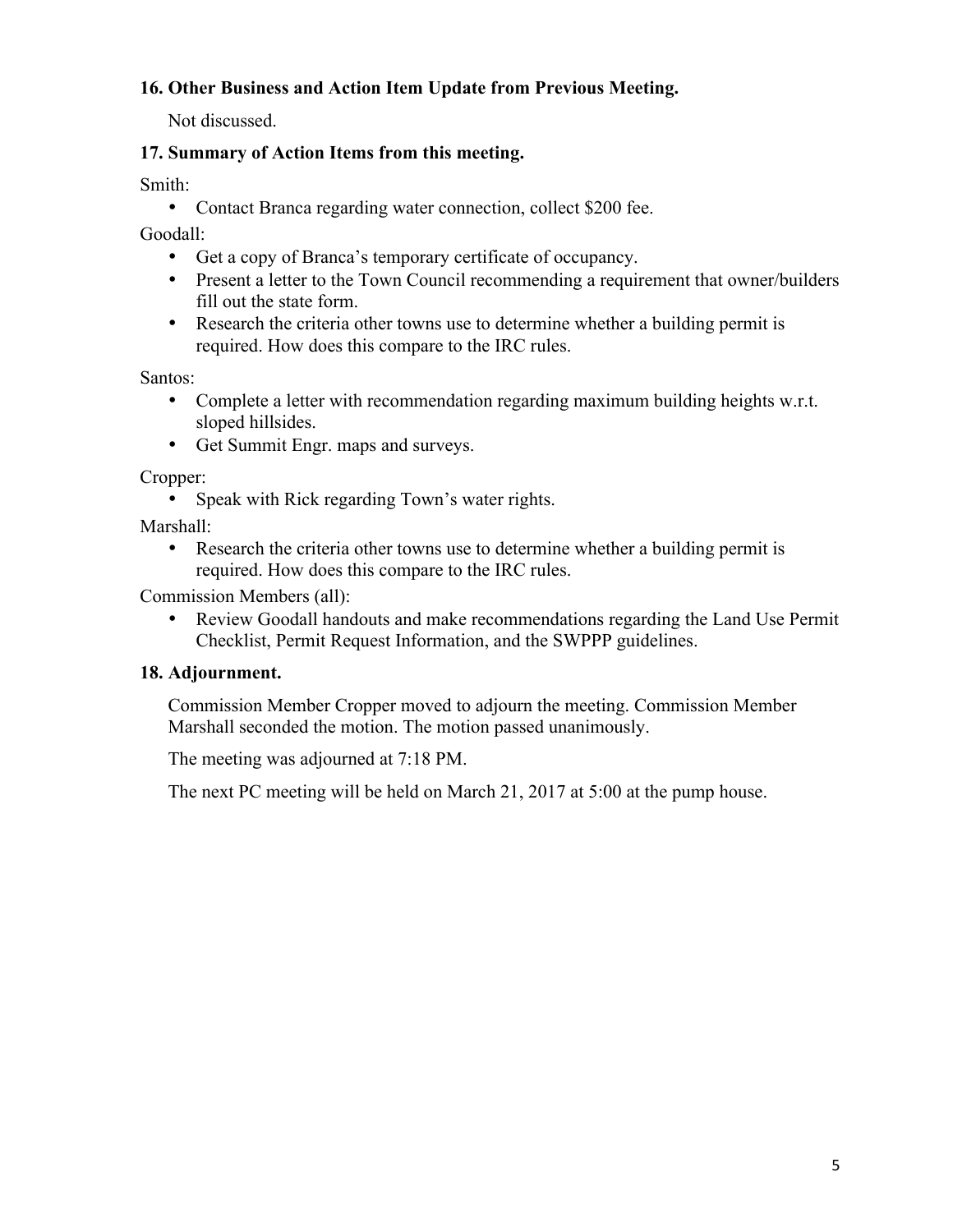### 16. Other Business and Action Item Update from Previous Meeting.

Not discussed.

### 17. Summary of Action Items from this meeting.

Smith:

- Contact Branca regarding water connection, collect $200 fee.

Goodall:

- Get a copy of Branca's temporary certificate of occupancy.
- Present a letter to the Town Council recommending a requirement that owner/builders fill out the state form.
- Research the criteria other towns use to determine whether a building permit is required. How does this compare to the IRC rules.

Santos:

- Complete a letter with recommendation regarding maximum building heights w.r.t. sloped hillsides.
- Get Summit Engr. maps and surveys.

Cropper:

- Speak with Rick regarding Town's water rights.

Marshall:

- Research the criteria other towns use to determine whether a building permit is required. How does this compare to the IRC rules.

Commission Members (all):

- Review Goodall handouts and make recommendations regarding the Land Use Permit Checklist, Permit Request Information, and the SWPPP guidelines.

### 18. Adjournment.

Commission Member Cropper moved to adjourn the meeting. Commission Member Marshall seconded the motion. The motion passed unanimously.

The meeting was adjourned at 7:18 PM.

The next PC meeting will be held on March 21, 2017 at 5:00 at the pump house.